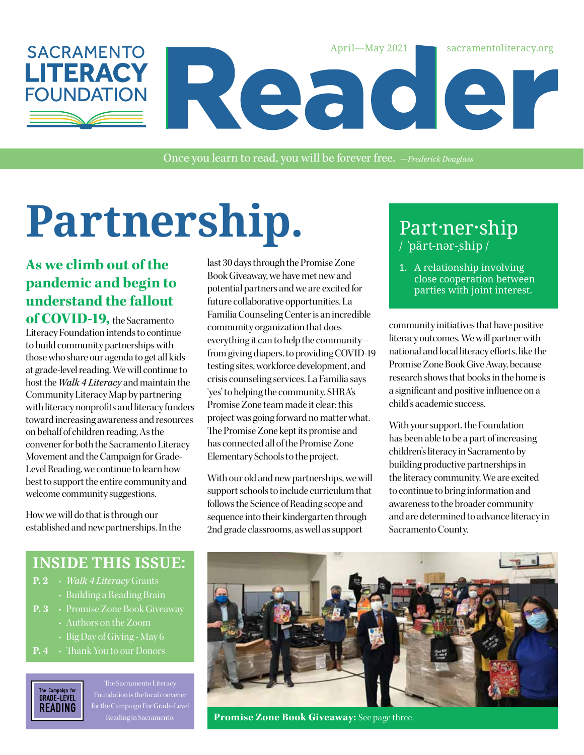SACRAMENTO LITERACY FOUNDATION

# Reader

April—May 2021 sacramentoliteracy.org

Once you learn to read, you will be forever free. *—Frederick Douglass*

# Partnership.

**Part·ner·ship**
/ ˈpärt-nər-ˌship /

1. A relationship involving close cooperation between parties with joint interest.

**As we climb out of the pandemic and begin to understand the fallout of COVID-19,** the Sacramento Literacy Foundation intends to continue to build community partnerships with those who share our agenda to get all kids at grade-level reading. We will continue to host the *Walk 4 Literacy* and maintain the Community Literacy Map by partnering with literacy nonprofits and literacy funders toward increasing awareness and resources on behalf of children reading. As the convener for both the Sacramento Literacy Movement and the Campaign for Grade-Level Reading, we continue to learn how best to support the entire community and welcome community suggestions.

How we will do that is through our established and new partnerships. In the last 30 days through the Promise Zone Book Giveaway, we have met new and potential partners and we are excited for future collaborative opportunities. La Familia Counseling Center is an incredible community organization that does everything it can to help the community – from giving diapers, to providing COVID-19 testing sites, workforce development, and crisis counseling services. La Familia says 'yes' to helping the community. SHRA's Promise Zone team made it clear: this project was going forward no matter what. The Promise Zone kept its promise and has connected all of the Promise Zone Elementary Schools to the project.

With our old and new partnerships, we will support schools to include curriculum that follows the Science of Reading scope and sequence into their kindergarten through 2nd grade classrooms, as well as support community initiatives that have positive literacy outcomes. We will partner with national and local literacy efforts, like the Promise Zone Book Give Away, because research shows that books in the home is a significant and positive influence on a child's academic success.

With your support, the Foundation has been able to be a part of increasing children's literacy in Sacramento by building productive partnerships in the literacy community. We are excited to continue to bring information and awareness to the broader community and are determined to advance literacy in Sacramento County.

## INSIDE THIS ISSUE:

- **P. 2**
  - *Walk 4 Literacy* Grants
  - Building a Reading Brain
- **P. 3**
  - Promise Zone Book Giveaway
  - Authors on the Zoom
  - Big Day of Giving - May 6
- **P. 4**
  - Thank You to our Donors

The Campaign for GRADE-LEVEL READING

The Sacramento Literacy Foundation is the local convener for the Campaign For Grade-Level Reading in Sacramento.

**Promise Zone Book Giveaway:** See page three.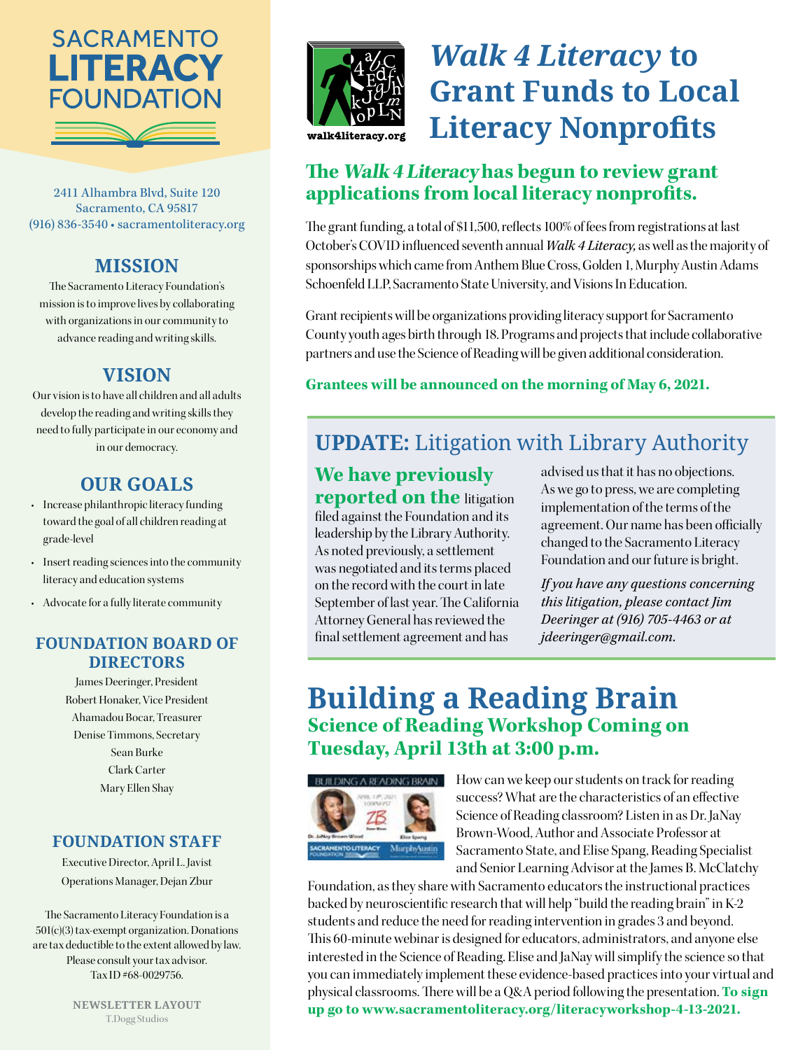# SACRAMENTO LITERACY FOUNDATION

2411 Alhambra Blvd, Suite 120
Sacramento, CA 95817
(916) 836-3540 • sacramentoliteracy.org

## MISSION

The Sacramento Literacy Foundation's mission is to improve lives by collaborating with organizations in our community to advance reading and writing skills.

## VISION

Our vision is to have all children and all adults develop the reading and writing skills they need to fully participate in our economy and in our democracy.

## OUR GOALS

- Increase philanthropic literacy funding toward the goal of all children reading at grade-level
- Insert reading sciences into the community literacy and education systems
- Advocate for a fully literate community

## FOUNDATION BOARD OF DIRECTORS

James Deeringer, President
Robert Honaker, Vice President
Ahamadou Bocar, Treasurer
Denise Timmons, Secretary
Sean Burke
Clark Carter
Mary Ellen Shay

## FOUNDATION STAFF

Executive Director, April L. Javist
Operations Manager, Dejan Zbur

The Sacramento Literacy Foundation is a 501(c)(3) tax-exempt organization. Donations are tax deductible to the extent allowed by law. Please consult your tax advisor. Tax ID #68-0029756.

**NEWSLETTER LAYOUT**
T.Dogg Studios

walk4literacy.org

# *Walk 4 Literacy* to Grant Funds to Local Literacy Nonprofits

## The *Walk 4 Literacy* has begun to review grant applications from local literacy nonprofits.

The grant funding, a total of $11,500, reflects 100% of fees from registrations at last October's COVID influenced seventh annual *Walk 4 Literacy,* as well as the majority of sponsorships which came from Anthem Blue Cross, Golden 1, Murphy Austin Adams Schoenfeld LLP, Sacramento State University, and Visions In Education.

Grant recipients will be organizations providing literacy support for Sacramento County youth ages birth through 18. Programs and projects that include collaborative partners and use the Science of Reading will be given additional consideration.

**Grantees will be announced on the morning of May 6, 2021.**

## UPDATE: Litigation with Library Authority

**We have previously reported on the** litigation filed against the Foundation and its leadership by the Library Authority. As noted previously, a settlement was negotiated and its terms placed on the record with the court in late September of last year. The California Attorney General has reviewed the final settlement agreement and has advised us that it has no objections. As we go to press, we are completing implementation of the terms of the agreement. Our name has been officially changed to the Sacramento Literacy Foundation and our future is bright.

*If you have any questions concerning this litigation, please contact Jim Deeringer at (916) 705-4463 or at jdeeringer@gmail.com.*

# Building a Reading Brain

## Science of Reading Workshop Coming on Tuesday, April 13th at 3:00 p.m.

How can we keep our students on track for reading success? What are the characteristics of an effective Science of Reading classroom? Listen in as Dr. JaNay Brown-Wood, Author and Associate Professor at Sacramento State, and Elise Spang, Reading Specialist and Senior Learning Advisor at the James B. McClatchy Foundation, as they share with Sacramento educators the instructional practices backed by neuroscientific research that will help "build the reading brain" in K-2 students and reduce the need for reading intervention in grades 3 and beyond. This 60-minute webinar is designed for educators, administrators, and anyone else interested in the Science of Reading. Elise and JaNay will simplify the science so that you can immediately implement these evidence-based practices into your virtual and physical classrooms. There will be a Q&A period following the presentation. **To sign up go to www.sacramentoliteracy.org/literacyworkshop-4-13-2021.**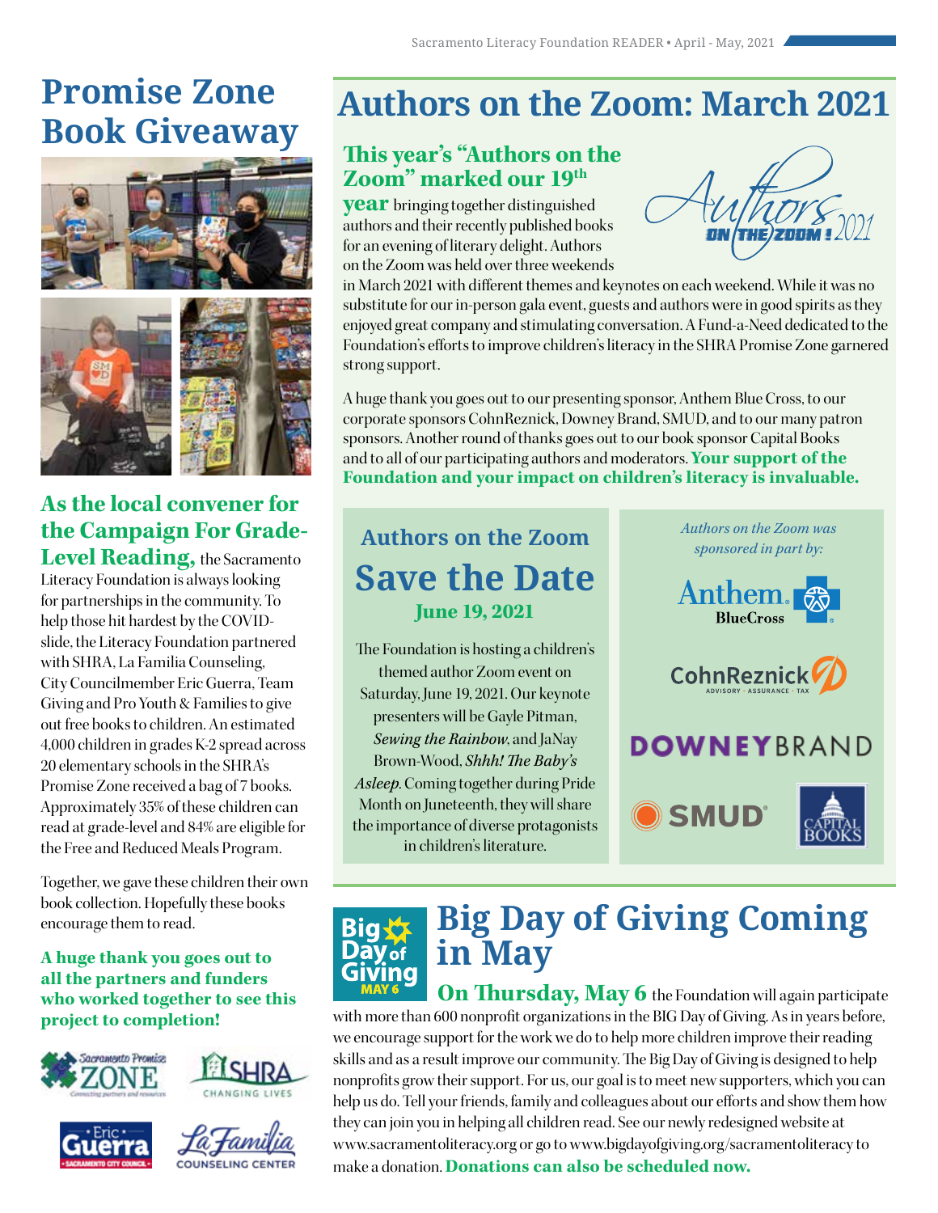# Promise Zone Book Giveaway

**As the local convener for the Campaign For Grade-Level Reading,** the Sacramento Literacy Foundation is always looking for partnerships in the community. To help those hit hardest by the COVID-slide, the Literacy Foundation partnered with SHRA, La Familia Counseling, City Councilmember Eric Guerra, Team Giving and Pro Youth & Families to give out free books to children. An estimated 4,000 children in grades K-2 spread across 20 elementary schools in the SHRA's Promise Zone received a bag of 7 books. Approximately 35% of these children can read at grade-level and 84% are eligible for the Free and Reduced Meals Program.

Together, we gave these children their own book collection. Hopefully these books encourage them to read.

***A huge thank you goes out to all the partners and funders who worked together to see this project to completion!***

# Authors on the Zoom: March 2021

**This year's "Authors on the Zoom" marked our 19th year** bringing together distinguished authors and their recently published books for an evening of literary delight. Authors on the Zoom was held over three weekends in March 2021 with different themes and keynotes on each weekend. While it was no substitute for our in-person gala event, guests and authors were in good spirits as they enjoyed great company and stimulating conversation. A Fund-a-Need dedicated to the Foundation's efforts to improve children's literacy in the SHRA Promise Zone garnered strong support.

A huge thank you goes out to our presenting sponsor, Anthem Blue Cross, to our corporate sponsors CohnReznick, Downey Brand, SMUD, and to our many patron sponsors. Another round of thanks goes out to our book sponsor Capital Books and to all of our participating authors and moderators. **Your support of the Foundation and your impact on children's literacy is invaluable.**

## Authors on the Zoom Save the Date

### June 19, 2021

The Foundation is hosting a children's themed author Zoom event on Saturday, June 19, 2021. Our keynote presenters will be Gayle Pitman, *Sewing the Rainbow*, and JaNay Brown-Wood, *Shhh! The Baby's Asleep*. Coming together during Pride Month on Juneteenth, they will share the importance of diverse protagonists in children's literature.

*Authors on the Zoom was sponsored in part by:*

Anthem BlueCross, CohnReznick, Downey Brand, SMUD, Capital Books

# Big Day of Giving Coming in May

**On Thursday, May 6** the Foundation will again participate with more than 600 nonprofit organizations in the BIG Day of Giving. As in years before, we encourage support for the work we do to help more children improve their reading skills and as a result improve our community. The Big Day of Giving is designed to help nonprofits grow their support. For us, our goal is to meet new supporters, which you can help us do. Tell your friends, family and colleagues about our efforts and show them how they can join you in helping all children read. See our newly redesigned website at www.sacramentoliteracy.org or go to www.bigdayofgiving.org/sacramentoliteracy to make a donation. **Donations can also be scheduled now.**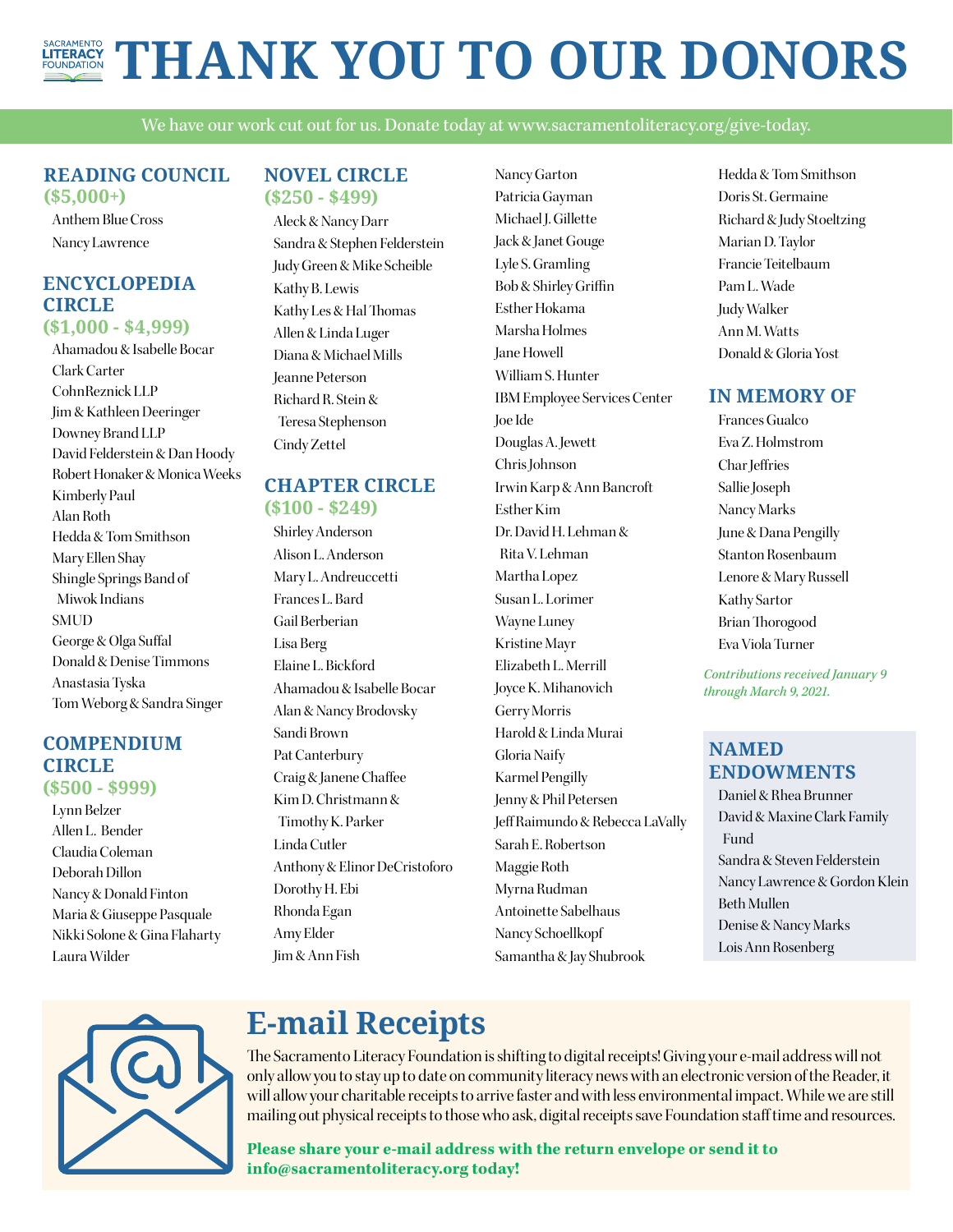# THANK YOU TO OUR DONORS

We have our work cut out for us. Donate today at www.sacramentoliteracy.org/give-today.

## READING COUNCIL ($5,000+)

Anthem Blue Cross
Nancy Lawrence

## ENCYCLOPEDIA CIRCLE ($1,000 - $4,999)

Ahamadou & Isabelle Bocar
Clark Carter
CohnReznick LLP
Jim & Kathleen Deeringer
Downey Brand LLP
David Felderstein & Dan Hoody
Robert Honaker & Monica Weeks
Kimberly Paul
Alan Roth
Hedda & Tom Smithson
Mary Ellen Shay
Shingle Springs Band of Miwok Indians
SMUD
George & Olga Suffal
Donald & Denise Timmons
Anastasia Tyska
Tom Weborg & Sandra Singer

## COMPENDIUM CIRCLE ($500 - $999)

Lynn Belzer
Allen L. Bender
Claudia Coleman
Deborah Dillon
Nancy & Donald Finton
Maria & Giuseppe Pasquale
Nikki Solone & Gina Flaharty
Laura Wilder

## NOVEL CIRCLE ($250 - $499)

Aleck & Nancy Darr
Sandra & Stephen Felderstein
Judy Green & Mike Scheible
Kathy B. Lewis
Kathy Les & Hal Thomas
Allen & Linda Luger
Diana & Michael Mills
Jeanne Peterson
Richard R. Stein & Teresa Stephenson
Cindy Zettel

## CHAPTER CIRCLE ($100 - $249)

Shirley Anderson
Alison L. Anderson
Mary L. Andreuccetti
Frances L. Bard
Gail Berberian
Lisa Berg
Elaine L. Bickford
Ahamadou & Isabelle Bocar
Alan & Nancy Brodovsky
Sandi Brown
Pat Canterbury
Craig & Janene Chaffee
Kim D. Christmann & Timothy K. Parker
Linda Cutler
Anthony & Elinor DeCristoforo
Dorothy H. Ebi
Rhonda Egan
Amy Elder
Jim & Ann Fish
Nancy Garton
Patricia Gayman
Michael J. Gillette
Jack & Janet Gouge
Lyle S. Gramling
Bob & Shirley Griffin
Esther Hokama
Marsha Holmes
Jane Howell
William S. Hunter
IBM Employee Services Center
Joe Ide
Douglas A. Jewett
Chris Johnson
Irwin Karp & Ann Bancroft
Esther Kim
Dr. David H. Lehman & Rita V. Lehman
Martha Lopez
Susan L. Lorimer
Wayne Luney
Kristine Mayr
Elizabeth L. Merrill
Joyce K. Mihanovich
Gerry Morris
Harold & Linda Murai
Gloria Naify
Karmel Pengilly
Jenny & Phil Petersen
Jeff Raimundo & Rebecca LaVally
Sarah E. Robertson
Maggie Roth
Myrna Rudman
Antoinette Sabelhaus
Nancy Schoellkopf
Samantha & Jay Shubrook
Hedda & Tom Smithson
Doris St. Germaine
Richard & Judy Stoeltzing
Marian D. Taylor
Francie Teitelbaum
Pam L. Wade
Judy Walker
Ann M. Watts
Donald & Gloria Yost

## IN MEMORY OF

Frances Gualco
Eva Z. Holmstrom
Char Jeffries
Sallie Joseph
Nancy Marks
June & Dana Pengilly
Stanton Rosenbaum
Lenore & Mary Russell
Kathy Sartor
Brian Thorogood
Eva Viola Turner

*Contributions received January 9 through March 9, 2021.*

## NAMED ENDOWMENTS

Daniel & Rhea Brunner
David & Maxine Clark Family Fund
Sandra & Steven Felderstein
Nancy Lawrence & Gordon Klein
Beth Mullen
Denise & Nancy Marks
Lois Ann Rosenberg

## E-mail Receipts

The Sacramento Literacy Foundation is shifting to digital receipts! Giving your e-mail address will not only allow you to stay up to date on community literacy news with an electronic version of the Reader, it will allow your charitable receipts to arrive faster and with less environmental impact. While we are still mailing out physical receipts to those who ask, digital receipts save Foundation staff time and resources.

**Please share your e-mail address with the return envelope or send it to info@sacramentoliteracy.org today!**